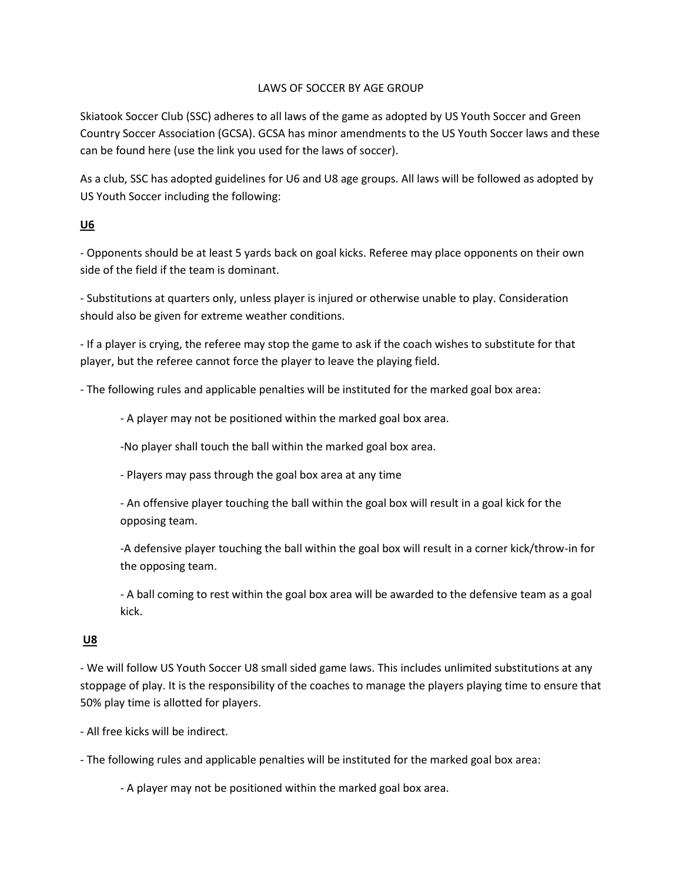# LAWS OF SOCCER BY AGE GROUP

Skiatook Soccer Club (SSC) adheres to all laws of the game as adopted by US Youth Soccer and Green Country Soccer Association (GCSA). GCSA has minor amendments to the US Youth Soccer laws and these can be found here (use the link you used for the laws of soccer).

As a club, SSC has adopted guidelines for U6 and U8 age groups. All laws will be followed as adopted by US Youth Soccer including the following:

## U6

- Opponents should be at least 5 yards back on goal kicks. Referee may place opponents on their own side of the field if the team is dominant.

- Substitutions at quarters only, unless player is injured or otherwise unable to play. Consideration should also be given for extreme weather conditions.

- If a player is crying, the referee may stop the game to ask if the coach wishes to substitute for that player, but the referee cannot force the player to leave the playing field.

- The following rules and applicable penalties will be instituted for the marked goal box area:

    - A player may not be positioned within the marked goal box area.

    - No player shall touch the ball within the marked goal box area.

    - Players may pass through the goal box area at any time

    - An offensive player touching the ball within the goal box will result in a goal kick for the opposing team.

    - A defensive player touching the ball within the goal box will result in a corner kick/throw-in for the opposing team.

    - A ball coming to rest within the goal box area will be awarded to the defensive team as a goal kick.

## U8

- We will follow US Youth Soccer U8 small sided game laws. This includes unlimited substitutions at any stoppage of play. It is the responsibility of the coaches to manage the players playing time to ensure that 50% play time is allotted for players.

- All free kicks will be indirect.

- The following rules and applicable penalties will be instituted for the marked goal box area:

    - A player may not be positioned within the marked goal box area.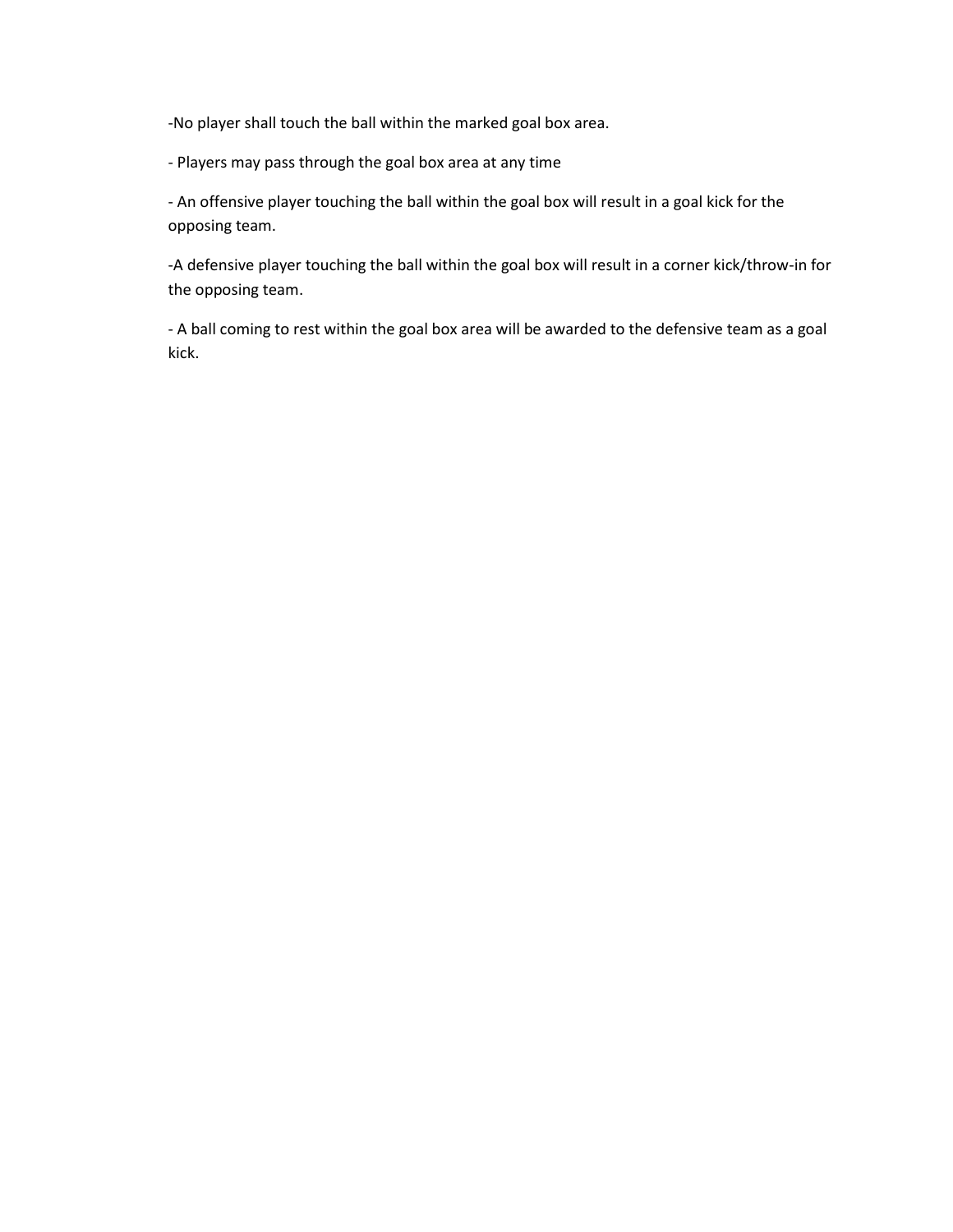-No player shall touch the ball within the marked goal box area.

- Players may pass through the goal box area at any time

- An offensive player touching the ball within the goal box will result in a goal kick for the opposing team.

-A defensive player touching the ball within the goal box will result in a corner kick/throw-in for the opposing team.

- A ball coming to rest within the goal box area will be awarded to the defensive team as a goal kick.